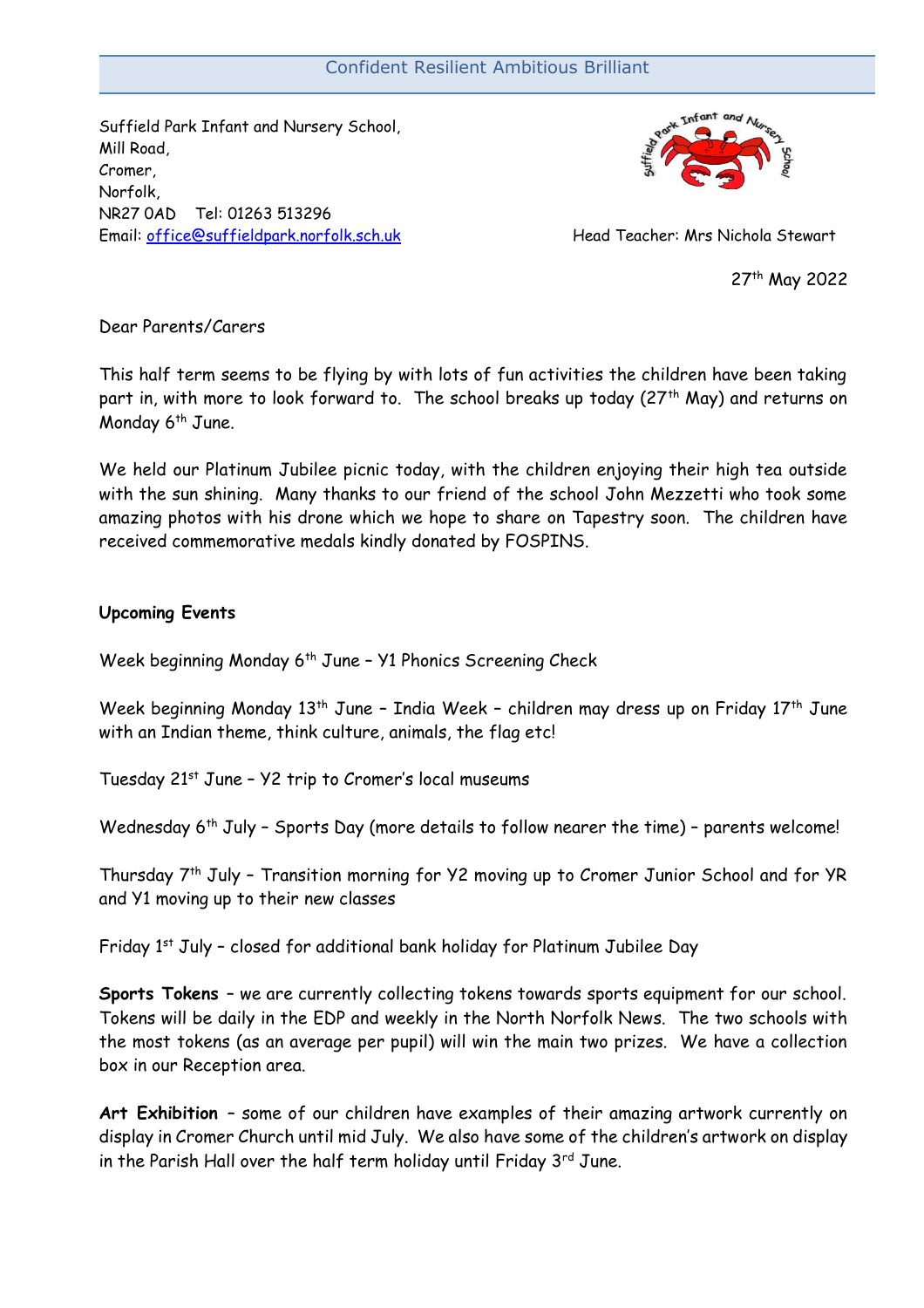Confident Resilient Ambitious Brilliant

Suffield Park Infant and Nursery School,
Mill Road,
Cromer,
Norfolk,
NR27 0AD  Tel: 01263 513296
Email: office@suffieldpark.norfolk.sch.uk

Head Teacher: Mrs Nichola Stewart

27th May 2022

Dear Parents/Carers

This half term seems to be flying by with lots of fun activities the children have been taking part in, with more to look forward to. The school breaks up today (27th May) and returns on Monday 6th June.

We held our Platinum Jubilee picnic today, with the children enjoying their high tea outside with the sun shining. Many thanks to our friend of the school John Mezzetti who took some amazing photos with his drone which we hope to share on Tapestry soon. The children have received commemorative medals kindly donated by FOSPINS.

**Upcoming Events**

Week beginning Monday 6th June – Y1 Phonics Screening Check

Week beginning Monday 13th June – India Week – children may dress up on Friday 17th June with an Indian theme, think culture, animals, the flag etc!

Tuesday 21st June – Y2 trip to Cromer's local museums

Wednesday 6th July – Sports Day (more details to follow nearer the time) – parents welcome!

Thursday 7th July – Transition morning for Y2 moving up to Cromer Junior School and for YR and Y1 moving up to their new classes

Friday 1st July – closed for additional bank holiday for Platinum Jubilee Day

**Sports Tokens** – we are currently collecting tokens towards sports equipment for our school. Tokens will be daily in the EDP and weekly in the North Norfolk News. The two schools with the most tokens (as an average per pupil) will win the main two prizes. We have a collection box in our Reception area.

**Art Exhibition** – some of our children have examples of their amazing artwork currently on display in Cromer Church until mid July. We also have some of the children's artwork on display in the Parish Hall over the half term holiday until Friday 3rd June.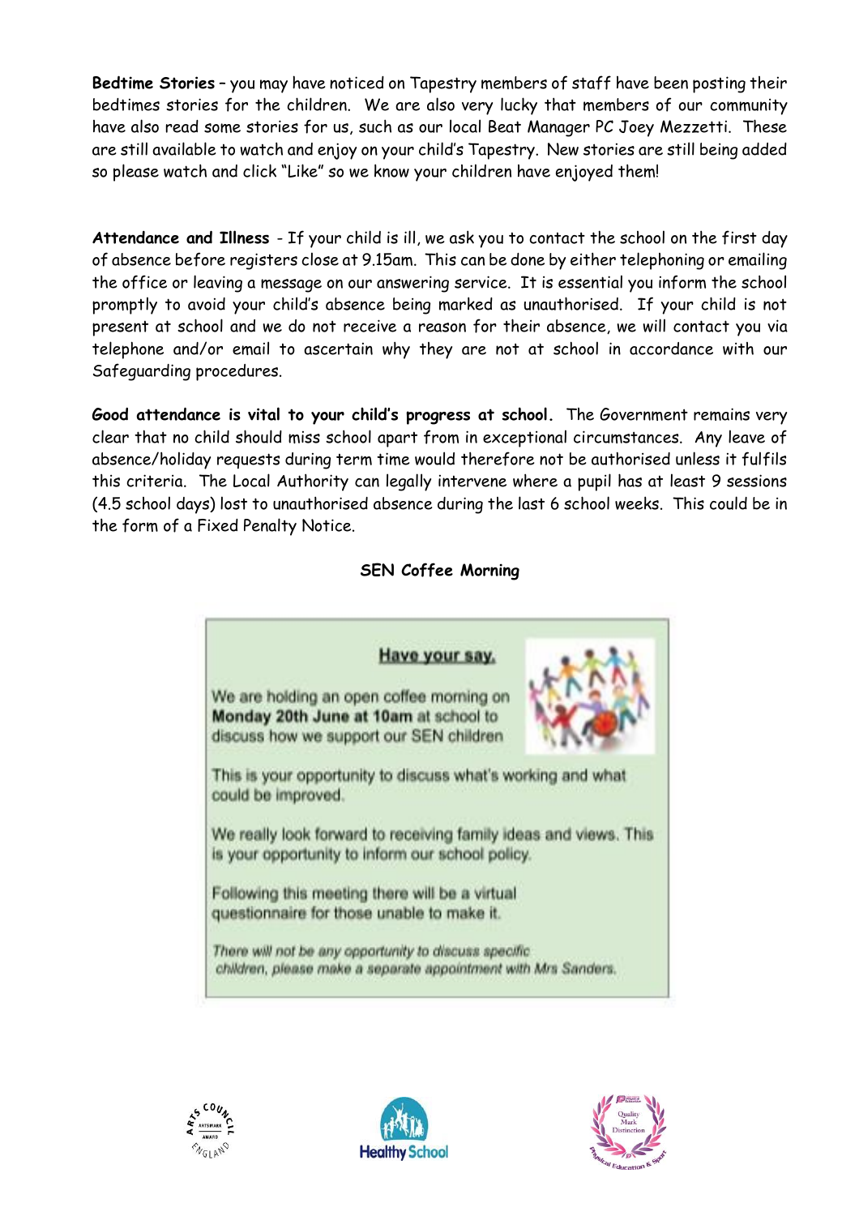**Bedtime Stories** – you may have noticed on Tapestry members of staff have been posting their bedtimes stories for the children. We are also very lucky that members of our community have also read some stories for us, such as our local Beat Manager PC Joey Mezzetti. These are still available to watch and enjoy on your child's Tapestry. New stories are still being added so please watch and click "Like" so we know your children have enjoyed them!

**Attendance and Illness** - If your child is ill, we ask you to contact the school on the first day of absence before registers close at 9.15am. This can be done by either telephoning or emailing the office or leaving a message on our answering service. It is essential you inform the school promptly to avoid your child's absence being marked as unauthorised. If your child is not present at school and we do not receive a reason for their absence, we will contact you via telephone and/or email to ascertain why they are not at school in accordance with our Safeguarding procedures.

**Good attendance is vital to your child's progress at school.** The Government remains very clear that no child should miss school apart from in exceptional circumstances. Any leave of absence/holiday requests during term time would therefore not be authorised unless it fulfils this criteria. The Local Authority can legally intervene where a pupil has at least 9 sessions (4.5 school days) lost to unauthorised absence during the last 6 school weeks. This could be in the form of a Fixed Penalty Notice.

## SEN Coffee Morning

### Have your say.

We are holding an open coffee morning on **Monday 20th June at 10am** at school to discuss how we support our SEN children

This is your opportunity to discuss what's working and what could be improved.

We really look forward to receiving family ideas and views. This is your opportunity to inform our school policy.

Following this meeting there will be a virtual questionnaire for those unable to make it.

*There will not be any opportunity to discuss specific children, please make a separate appointment with Mrs Sanders.*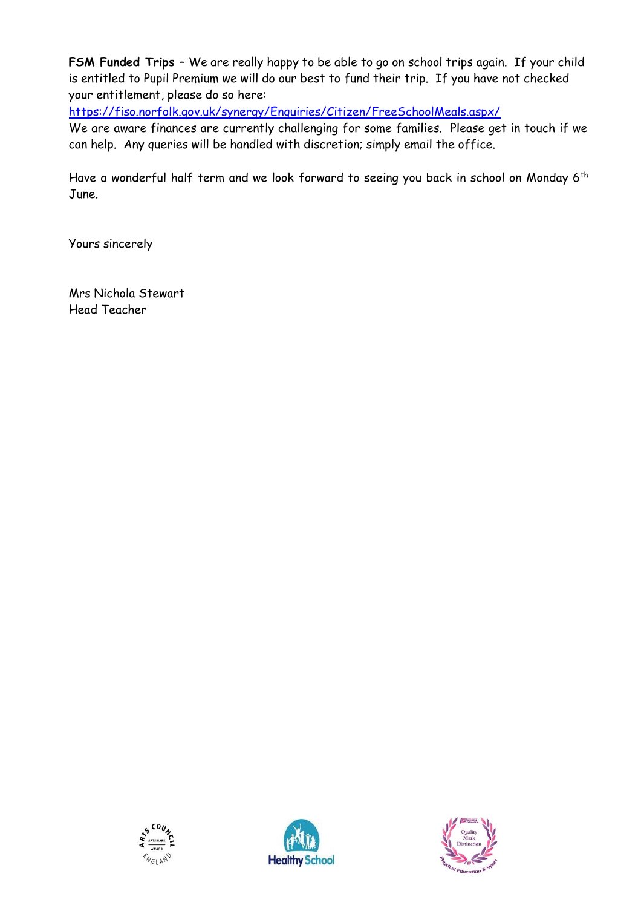**FSM Funded Trips** – We are really happy to be able to go on school trips again. If your child is entitled to Pupil Premium we will do our best to fund their trip. If you have not checked your entitlement, please do so here: https://fiso.norfolk.gov.uk/synergy/Enquiries/Citizen/FreeSchoolMeals.aspx/
We are aware finances are currently challenging for some families. Please get in touch if we can help. Any queries will be handled with discretion; simply email the office.

Have a wonderful half term and we look forward to seeing you back in school on Monday 6th June.

Yours sincerely

Mrs Nichola Stewart
Head Teacher